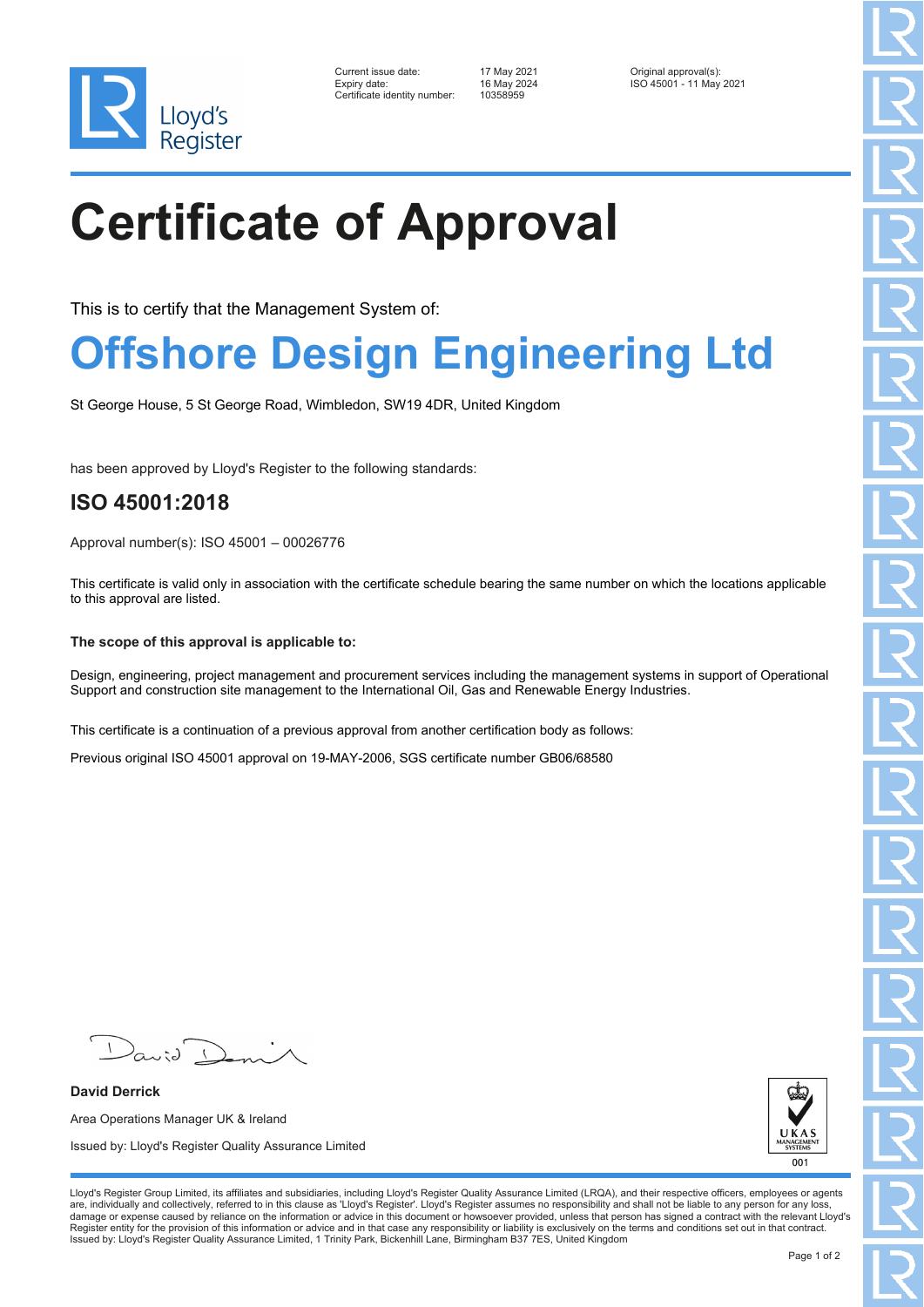Lloyd's Register

| | | |
|---|---|---|
| Current issue date: | 17 May 2021 | Original approval(s): |
| Expiry date: | 16 May 2024 | ISO 45001 - 11 May 2021 |
| Certificate identity number: | 10358959 | |

# Certificate of Approval

This is to certify that the Management System of:

## Offshore Design Engineering Ltd

St George House, 5 St George Road, Wimbledon, SW19 4DR, United Kingdom

has been approved by Lloyd's Register to the following standards:

## ISO 45001:2018

Approval number(s): ISO 45001 – 00026776

This certificate is valid only in association with the certificate schedule bearing the same number on which the locations applicable to this approval are listed.

**The scope of this approval is applicable to:**

Design, engineering, project management and procurement services including the management systems in support of Operational Support and construction site management to the International Oil, Gas and Renewable Energy Industries.

This certificate is a continuation of a previous approval from another certification body as follows:

Previous original ISO 45001 approval on 19-MAY-2006, SGS certificate number GB06/68580

**David Derrick**

Area Operations Manager UK & Ireland

Issued by: Lloyd's Register Quality Assurance Limited

UKAS MANAGEMENT SYSTEMS 001

Lloyd's Register Group Limited, its affiliates and subsidiaries, including Lloyd's Register Quality Assurance Limited (LRQA), and their respective officers, employees or agents are, individually and collectively, referred to in this clause as 'Lloyd's Register'. Lloyd's Register assumes no responsibility and shall not be liable to any person for any loss, damage or expense caused by reliance on the information or advice in this document or howsoever provided, unless that person has signed a contract with the relevant Lloyd's Register entity for the provision of this information or advice and in that case any responsibility or liability is exclusively on the terms and conditions set out in that contract. Issued by: Lloyd's Register Quality Assurance Limited, 1 Trinity Park, Bickenhill Lane, Birmingham B37 7ES, United Kingdom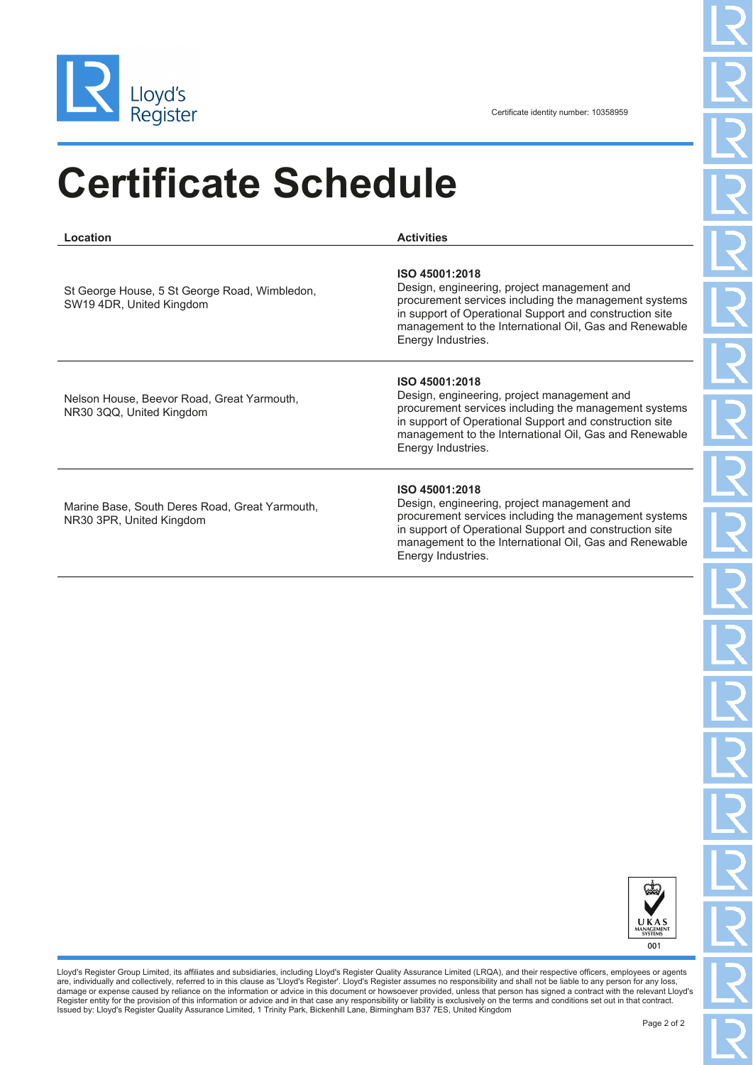Certificate identity number: 10358959

# Certificate Schedule

| Location | Activities |
|---|---|
| St George House, 5 St George Road, Wimbledon, SW19 4DR, United Kingdom | **ISO 45001:2018** Design, engineering, project management and procurement services including the management systems in support of Operational Support and construction site management to the International Oil, Gas and Renewable Energy Industries. |
| Nelson House, Beevor Road, Great Yarmouth, NR30 3QQ, United Kingdom | **ISO 45001:2018** Design, engineering, project management and procurement services including the management systems in support of Operational Support and construction site management to the International Oil, Gas and Renewable Energy Industries. |
| Marine Base, South Deres Road, Great Yarmouth, NR30 3PR, United Kingdom | **ISO 45001:2018** Design, engineering, project management and procurement services including the management systems in support of Operational Support and construction site management to the International Oil, Gas and Renewable Energy Industries. |

UKAS MANAGEMENT SYSTEMS
001

Lloyd's Register Group Limited, its affiliates and subsidiaries, including Lloyd's Register Quality Assurance Limited (LRQA), and their respective officers, employees or agents are, individually and collectively, referred to in this clause as 'Lloyd's Register'. Lloyd's Register assumes no responsibility and shall not be liable to any person for any loss, damage or expense caused by reliance on the information or advice in this document or howsoever provided, unless that person has signed a contract with the relevant Lloyd's Register entity for the provision of this information or advice and in that case any responsibility or liability is exclusively on the terms and conditions set out in that contract.
Issued by: Lloyd's Register Quality Assurance Limited, 1 Trinity Park, Bickenhill Lane, Birmingham B37 7ES, United Kingdom